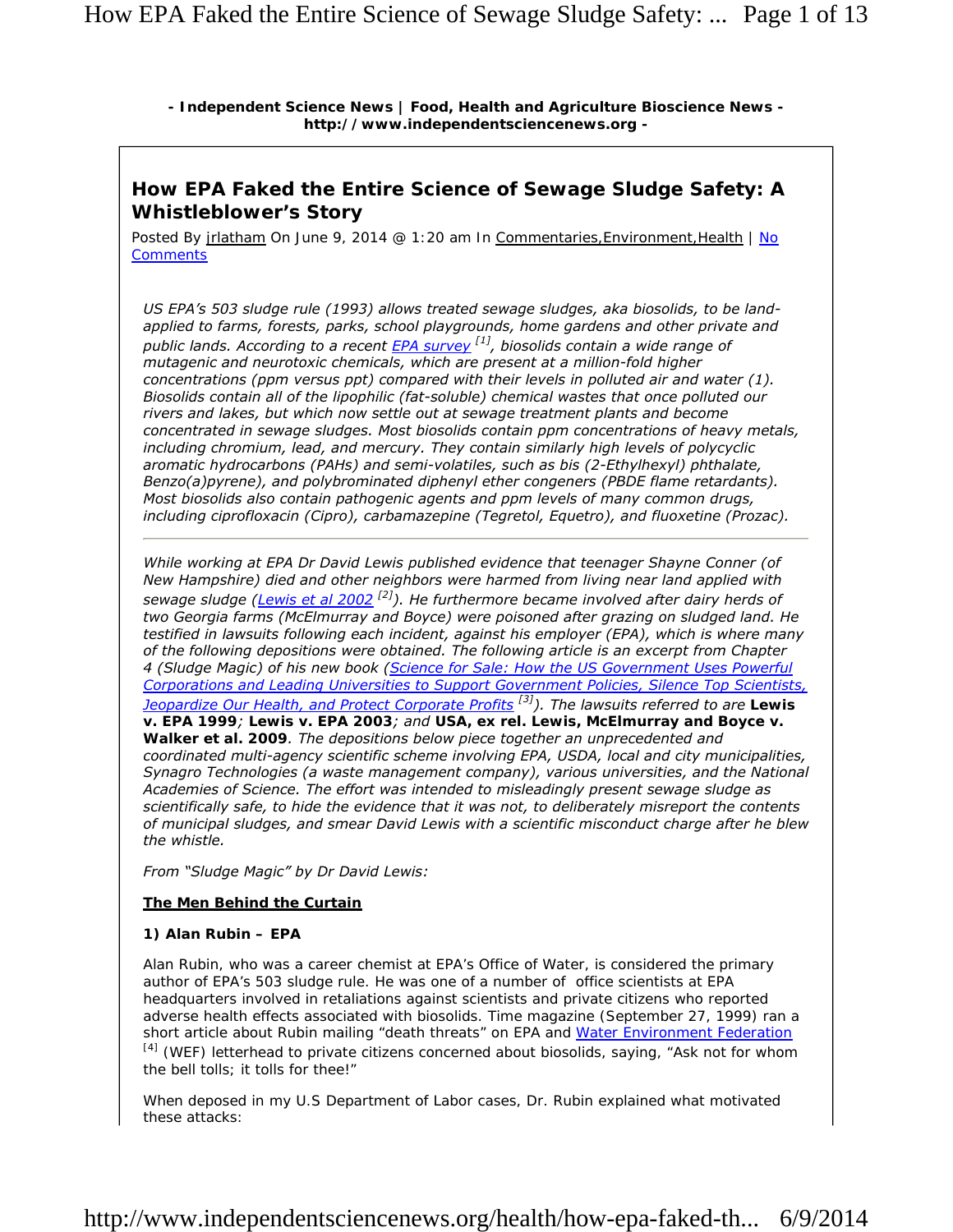**- Independent Science News | Food, Health and Agriculture Bioscience News - http://www.independentsciencenews.org -**

## How EPA Faked the Entire Science of Sewage Sludge Safety: A Whistleblower's Story

Posted By jrlatham On June 9, 2014 @ 1:20 am In Commentaries,Environment,Health | No Comments

*US EPA's 503 sludge rule (1993) allows treated sewage sludges, aka biosolids, to be land-applied to farms, forests, parks, school playgrounds, home gardens and other private and public lands. According to a recent EPA survey [1], biosolids contain a wide range of mutagenic and neurotoxic chemicals, which are present at a million-fold higher concentrations (ppm versus ppt) compared with their levels in polluted air and water (1). Biosolids contain all of the lipophilic (fat-soluble) chemical wastes that once polluted our rivers and lakes, but which now settle out at sewage treatment plants and become concentrated in sewage sludges. Most biosolids contain ppm concentrations of heavy metals, including chromium, lead, and mercury. They contain similarly high levels of polycyclic aromatic hydrocarbons (PAHs) and semi-volatiles, such as bis (2-Ethylhexyl) phthalate, Benzo(a)pyrene), and polybrominated diphenyl ether congeners (PBDE flame retardants). Most biosolids also contain pathogenic agents and ppm levels of many common drugs, including ciprofloxacin (Cipro), carbamazepine (Tegretol, Equetro), and fluoxetine (Prozac).*

---

*While working at EPA Dr David Lewis published evidence that teenager Shayne Conner (of New Hampshire) died and other neighbors were harmed from living near land applied with sewage sludge (Lewis et al 2002 [2]). He furthermore became involved after dairy herds of two Georgia farms (McElmurray and Boyce) were poisoned after grazing on sludged land. He testified in lawsuits following each incident, against his employer (EPA), which is where many of the following depositions were obtained. The following article is an excerpt from Chapter 4 (Sludge Magic) of his new book (Science for Sale: How the US Government Uses Powerful Corporations and Leading Universities to Support Government Policies, Silence Top Scientists, Jeopardize Our Health, and Protect Corporate Profits [3]). The lawsuits referred to are* **Lewis v. EPA 1999***;* **Lewis v. EPA 2003***; and* **USA, ex rel. Lewis, McElmurray and Boyce v. Walker et al. 2009***. The depositions below piece together an unprecedented and coordinated multi-agency scientific scheme involving EPA, USDA, local and city municipalities, Synagro Technologies (a waste management company), various universities, and the National Academies of Science. The effort was intended to misleadingly present sewage sludge as scientifically safe, to hide the evidence that it was not, to deliberately misreport the contents of municipal sludges, and smear David Lewis with a scientific misconduct charge after he blew the whistle.*

*From "Sludge Magic" by Dr David Lewis:*

**The Men Behind the Curtain**

**1) Alan Rubin – EPA**

Alan Rubin, who was a career chemist at EPA's Office of Water, is considered the primary author of EPA's 503 sludge rule. He was one of a number of office scientists at EPA headquarters involved in retaliations against scientists and private citizens who reported adverse health effects associated with biosolids. Time magazine (September 27, 1999) ran a short article about Rubin mailing "death threats" on EPA and Water Environment Federation [4] (WEF) letterhead to private citizens concerned about biosolids, saying, "Ask not for whom the bell tolls; it tolls for thee!"

When deposed in my U.S Department of Labor cases, Dr. Rubin explained what motivated these attacks: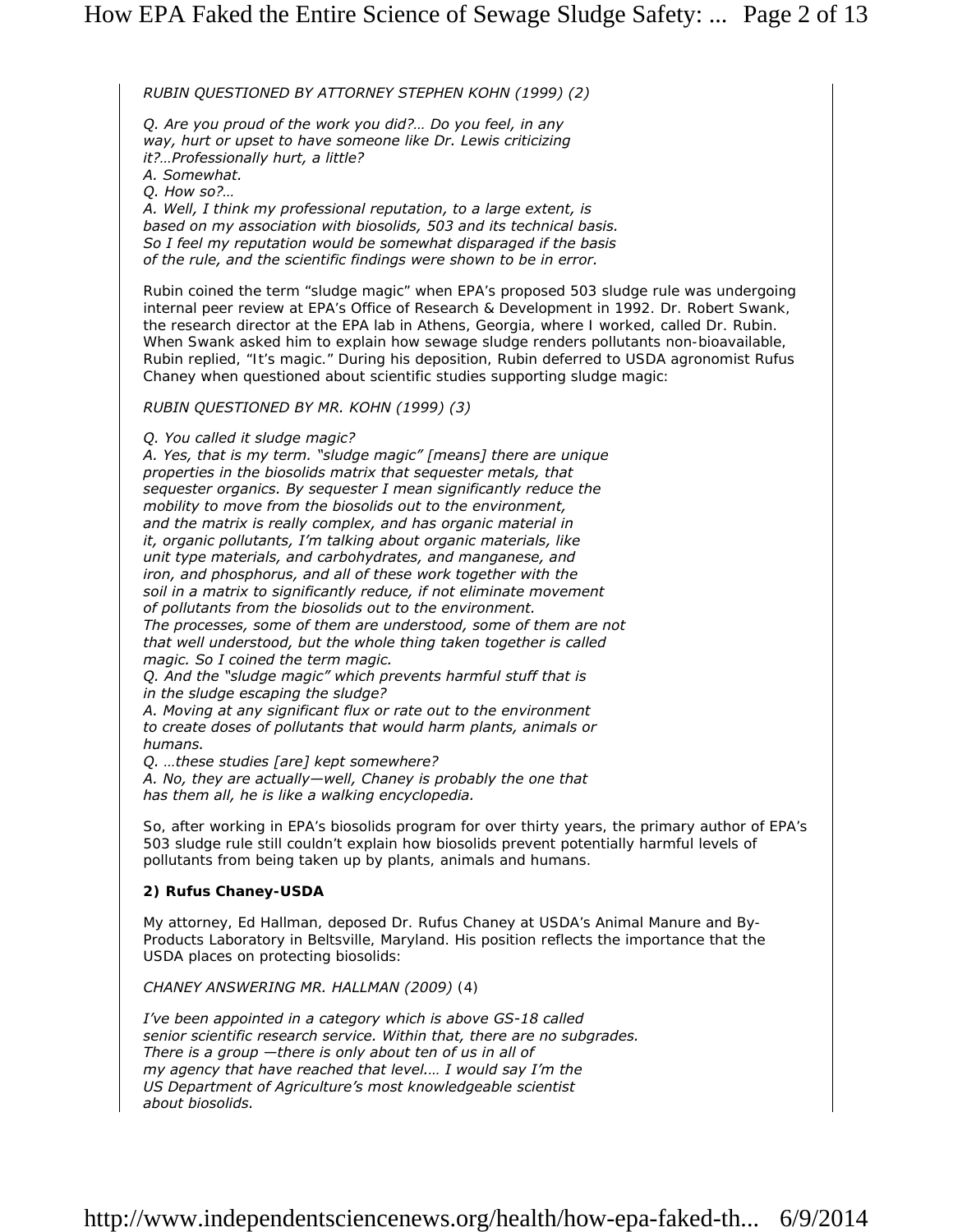*RUBIN QUESTIONED BY ATTORNEY STEPHEN KOHN (1999) (2)*

*Q. Are you proud of the work you did?… Do you feel, in any way, hurt or upset to have someone like Dr. Lewis criticizing it?…Professionally hurt, a little?*
*A. Somewhat.*
*Q. How so?…*
*A. Well, I think my professional reputation, to a large extent, is based on my association with biosolids, 503 and its technical basis. So I feel my reputation would be somewhat disparaged if the basis of the rule, and the scientific findings were shown to be in error.*

Rubin coined the term "sludge magic" when EPA's proposed 503 sludge rule was undergoing internal peer review at EPA's Office of Research & Development in 1992. Dr. Robert Swank, the research director at the EPA lab in Athens, Georgia, where I worked, called Dr. Rubin. When Swank asked him to explain how sewage sludge renders pollutants non-bioavailable, Rubin replied, "It's magic." During his deposition, Rubin deferred to USDA agronomist Rufus Chaney when questioned about scientific studies supporting sludge magic:

*RUBIN QUESTIONED BY MR. KOHN (1999) (3)*

*Q. You called it sludge magic?*
*A. Yes, that is my term. "sludge magic" [means] there are unique properties in the biosolids matrix that sequester metals, that sequester organics. By sequester I mean significantly reduce the mobility to move from the biosolids out to the environment, and the matrix is really complex, and has organic material in it, organic pollutants, I'm talking about organic materials, like unit type materials, and carbohydrates, and manganese, and iron, and phosphorus, and all of these work together with the soil in a matrix to significantly reduce, if not eliminate movement of pollutants from the biosolids out to the environment. The processes, some of them are understood, some of them are not that well understood, but the whole thing taken together is called magic. So I coined the term magic.*
*Q. And the "sludge magic" which prevents harmful stuff that is in the sludge escaping the sludge?*
*A. Moving at any significant flux or rate out to the environment to create doses of pollutants that would harm plants, animals or humans.*
*Q. …these studies [are] kept somewhere?*
*A. No, they are actually—well, Chaney is probably the one that has them all, he is like a walking encyclopedia.*

So, after working in EPA's biosolids program for over thirty years, the primary author of EPA's 503 sludge rule still couldn't explain how biosolids prevent potentially harmful levels of pollutants from being taken up by plants, animals and humans.

**2) Rufus Chaney-USDA**

My attorney, Ed Hallman, deposed Dr. Rufus Chaney at USDA's Animal Manure and By-Products Laboratory in Beltsville, Maryland. His position reflects the importance that the USDA places on protecting biosolids:

*CHANEY ANSWERING MR. HALLMAN (2009)* (4)

*I've been appointed in a category which is above GS-18 called senior scientific research service. Within that, there are no subgrades. There is a group —there is only about ten of us in all of my agency that have reached that level.… I would say I'm the US Department of Agriculture's most knowledgeable scientist about biosolids.*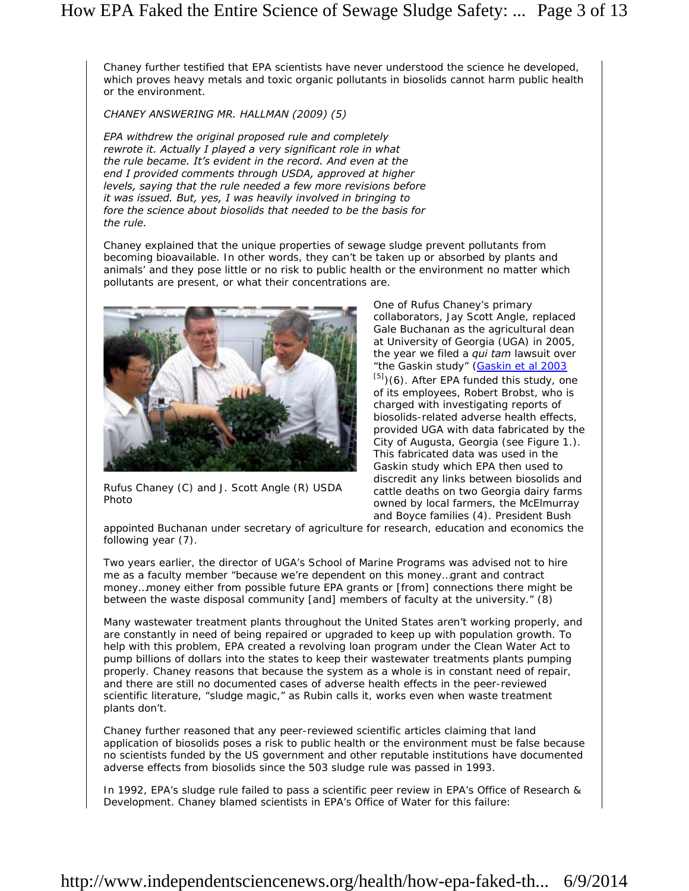Chaney further testified that EPA scientists have never understood the science he developed, which proves heavy metals and toxic organic pollutants in biosolids cannot harm public health or the environment.

*CHANEY ANSWERING MR. HALLMAN (2009) (5)*

*EPA withdrew the original proposed rule and completely rewrote it. Actually I played a very significant role in what the rule became. It's evident in the record. And even at the end I provided comments through USDA, approved at higher levels, saying that the rule needed a few more revisions before it was issued. But, yes, I was heavily involved in bringing to fore the science about biosolids that needed to be the basis for the rule.*

Chaney explained that the unique properties of sewage sludge prevent pollutants from becoming bioavailable. In other words, they can't be taken up or absorbed by plants and animals' and they pose little or no risk to public health or the environment no matter which pollutants are present, or what their concentrations are.

Rufus Chaney (C) and J. Scott Angle (R) USDA Photo

One of Rufus Chaney's primary collaborators, Jay Scott Angle, replaced Gale Buchanan as the agricultural dean at University of Georgia (UGA) in 2005, the year we filed a *qui tam* lawsuit over "the Gaskin study" (Gaskin et al 2003 [5])(6). After EPA funded this study, one of its employees, Robert Brobst, who is charged with investigating reports of biosolids-related adverse health effects, provided UGA with data fabricated by the City of Augusta, Georgia (see Figure 1.). This fabricated data was used in the Gaskin study which EPA then used to discredit any links between biosolids and cattle deaths on two Georgia dairy farms owned by local farmers, the McElmurray and Boyce families (4). President Bush appointed Buchanan under secretary of agriculture for research, education and economics the following year (7).

Two years earlier, the director of UGA's School of Marine Programs was advised not to hire me as a faculty member "because we're dependent on this money…grant and contract money…money either from possible future EPA grants or [from] connections there might be between the waste disposal community [and] members of faculty at the university." (8)

Many wastewater treatment plants throughout the United States aren't working properly, and are constantly in need of being repaired or upgraded to keep up with population growth. To help with this problem, EPA created a revolving loan program under the Clean Water Act to pump billions of dollars into the states to keep their wastewater treatments plants pumping properly. Chaney reasons that because the system as a whole is in constant need of repair, and there are still no documented cases of adverse health effects in the peer-reviewed scientific literature, "sludge magic," as Rubin calls it, works even when waste treatment plants don't.

Chaney further reasoned that any peer-reviewed scientific articles claiming that land application of biosolids poses a risk to public health or the environment must be false because no scientists funded by the US government and other reputable institutions have documented adverse effects from biosolids since the 503 sludge rule was passed in 1993.

In 1992, EPA's sludge rule failed to pass a scientific peer review in EPA's Office of Research & Development. Chaney blamed scientists in EPA's Office of Water for this failure: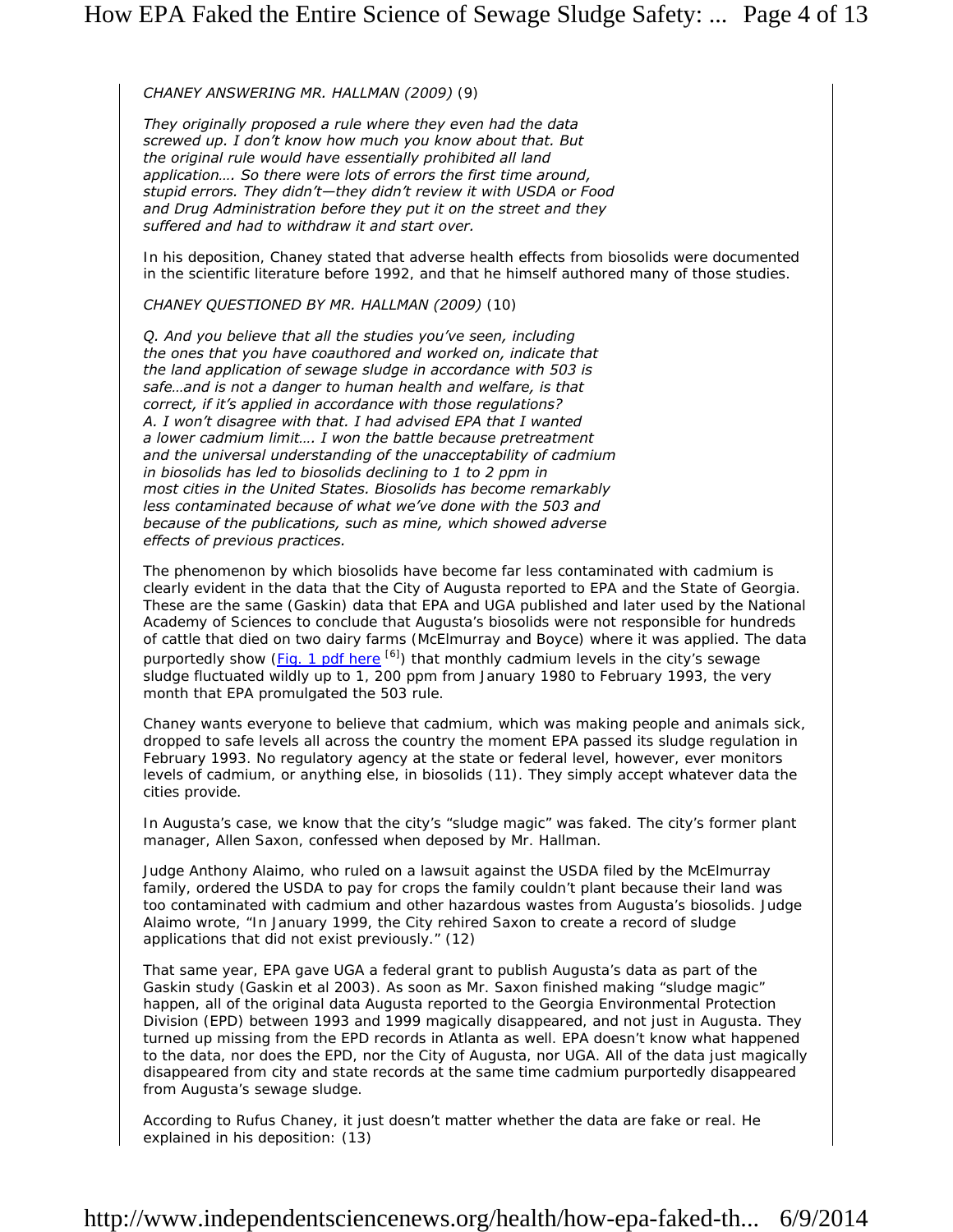*CHANEY ANSWERING MR. HALLMAN (2009)* (9)

*They originally proposed a rule where they even had the data screwed up. I don't know how much you know about that. But the original rule would have essentially prohibited all land application…. So there were lots of errors the first time around, stupid errors. They didn't—they didn't review it with USDA or Food and Drug Administration before they put it on the street and they suffered and had to withdraw it and start over.*

In his deposition, Chaney stated that adverse health effects from biosolids were documented in the scientific literature before 1992, and that he himself authored many of those studies.

*CHANEY QUESTIONED BY MR. HALLMAN (2009)* (10)

*Q. And you believe that all the studies you've seen, including the ones that you have coauthored and worked on, indicate that the land application of sewage sludge in accordance with 503 is safe…and is not a danger to human health and welfare, is that correct, if it's applied in accordance with those regulations?*
*A. I won't disagree with that. I had advised EPA that I wanted a lower cadmium limit…. I won the battle because pretreatment and the universal understanding of the unacceptability of cadmium in biosolids has led to biosolids declining to 1 to 2 ppm in most cities in the United States. Biosolids has become remarkably less contaminated because of what we've done with the 503 and because of the publications, such as mine, which showed adverse effects of previous practices.*

The phenomenon by which biosolids have become far less contaminated with cadmium is clearly evident in the data that the City of Augusta reported to EPA and the State of Georgia. These are the same (Gaskin) data that EPA and UGA published and later used by the National Academy of Sciences to conclude that Augusta's biosolids were not responsible for hundreds of cattle that died on two dairy farms (McElmurray and Boyce) where it was applied. The data purportedly show (Fig. 1 pdf here [6]) that monthly cadmium levels in the city's sewage sludge fluctuated wildly up to 1, 200 ppm from January 1980 to February 1993, the very month that EPA promulgated the 503 rule.

Chaney wants everyone to believe that cadmium, which was making people and animals sick, dropped to safe levels all across the country the moment EPA passed its sludge regulation in February 1993. No regulatory agency at the state or federal level, however, ever monitors levels of cadmium, or anything else, in biosolids (11). They simply accept whatever data the cities provide.

In Augusta's case, we know that the city's "sludge magic" was faked. The city's former plant manager, Allen Saxon, confessed when deposed by Mr. Hallman.

Judge Anthony Alaimo, who ruled on a lawsuit against the USDA filed by the McElmurray family, ordered the USDA to pay for crops the family couldn't plant because their land was too contaminated with cadmium and other hazardous wastes from Augusta's biosolids. Judge Alaimo wrote, "In January 1999, the City rehired Saxon to create a record of sludge applications that did not exist previously." (12)

That same year, EPA gave UGA a federal grant to publish Augusta's data as part of the Gaskin study (Gaskin et al 2003). As soon as Mr. Saxon finished making "sludge magic" happen, all of the original data Augusta reported to the Georgia Environmental Protection Division (EPD) between 1993 and 1999 magically disappeared, and not just in Augusta. They turned up missing from the EPD records in Atlanta as well. EPA doesn't know what happened to the data, nor does the EPD, nor the City of Augusta, nor UGA. All of the data just magically disappeared from city and state records at the same time cadmium purportedly disappeared from Augusta's sewage sludge.

According to Rufus Chaney, it just doesn't matter whether the data are fake or real. He explained in his deposition: (13)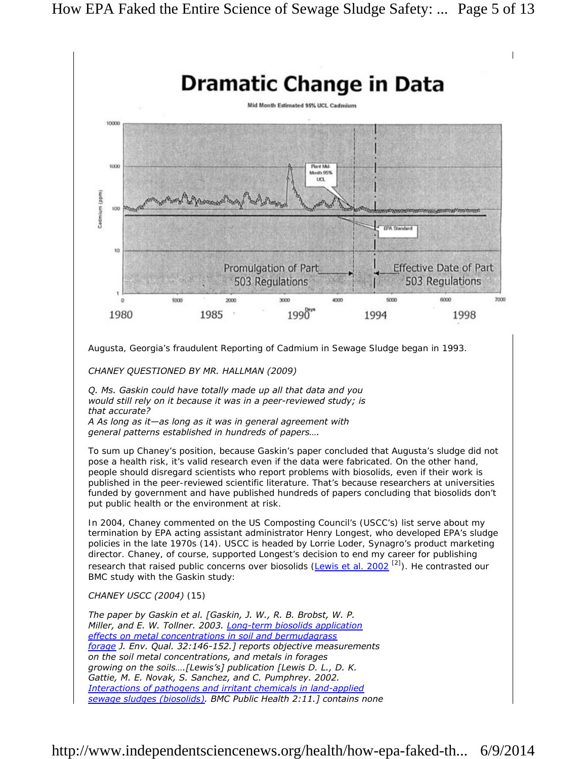## Dramatic Change in Data

Mid Month Estimated 95% UCL Cadmium

Plant Mid-Month 95% UCL

EPA Standard

Promulgation of Part 503 Regulations

Effective Date of Part 503 Regulations

Cadmium (ppm)

Days

1980 1985 1990 1994 1998

Augusta, Georgia's fraudulent Reporting of Cadmium in Sewage Sludge began in 1993.

*CHANEY QUESTIONED BY MR. HALLMAN (2009)*

*Q. Ms. Gaskin could have totally made up all that data and you would still rely on it because it was in a peer-reviewed study; is that accurate?*
*A As long as it—as long as it was in general agreement with general patterns established in hundreds of papers….*

To sum up Chaney's position, because Gaskin's paper concluded that Augusta's sludge did not pose a health risk, it's valid research even if the data were fabricated. On the other hand, people should disregard scientists who report problems with biosolids, even if their work is published in the peer-reviewed scientific literature. That's because researchers at universities funded by government and have published hundreds of papers concluding that biosolids don't put public health or the environment at risk.

In 2004, Chaney commented on the US Composting Council's (USCC's) list serve about my termination by EPA acting assistant administrator Henry Longest, who developed EPA's sludge policies in the late 1970s (14). USCC is headed by Lorrie Loder, Synagro's product marketing director. Chaney, of course, supported Longest's decision to end my career for publishing research that raised public concerns over biosolids (Lewis et al. 2002 [2]). He contrasted our BMC study with the Gaskin study:

*CHANEY USCC (2004)* (15)

*The paper by Gaskin et al. [Gaskin, J. W., R. B. Brobst, W. P. Miller, and E. W. Tollner. 2003. Long-term biosolids application effects on metal concentrations in soil and bermudagrass forage J. Env. Qual. 32:146-152.] reports objective measurements on the soil metal concentrations, and metals in forages growing on the soils….[Lewis's] publication [Lewis D. L., D. K. Gattie, M. E. Novak, S. Sanchez, and C. Pumphrey. 2002. Interactions of pathogens and irritant chemicals in land-applied sewage sludges (biosolids). BMC Public Health 2:11.] contains none*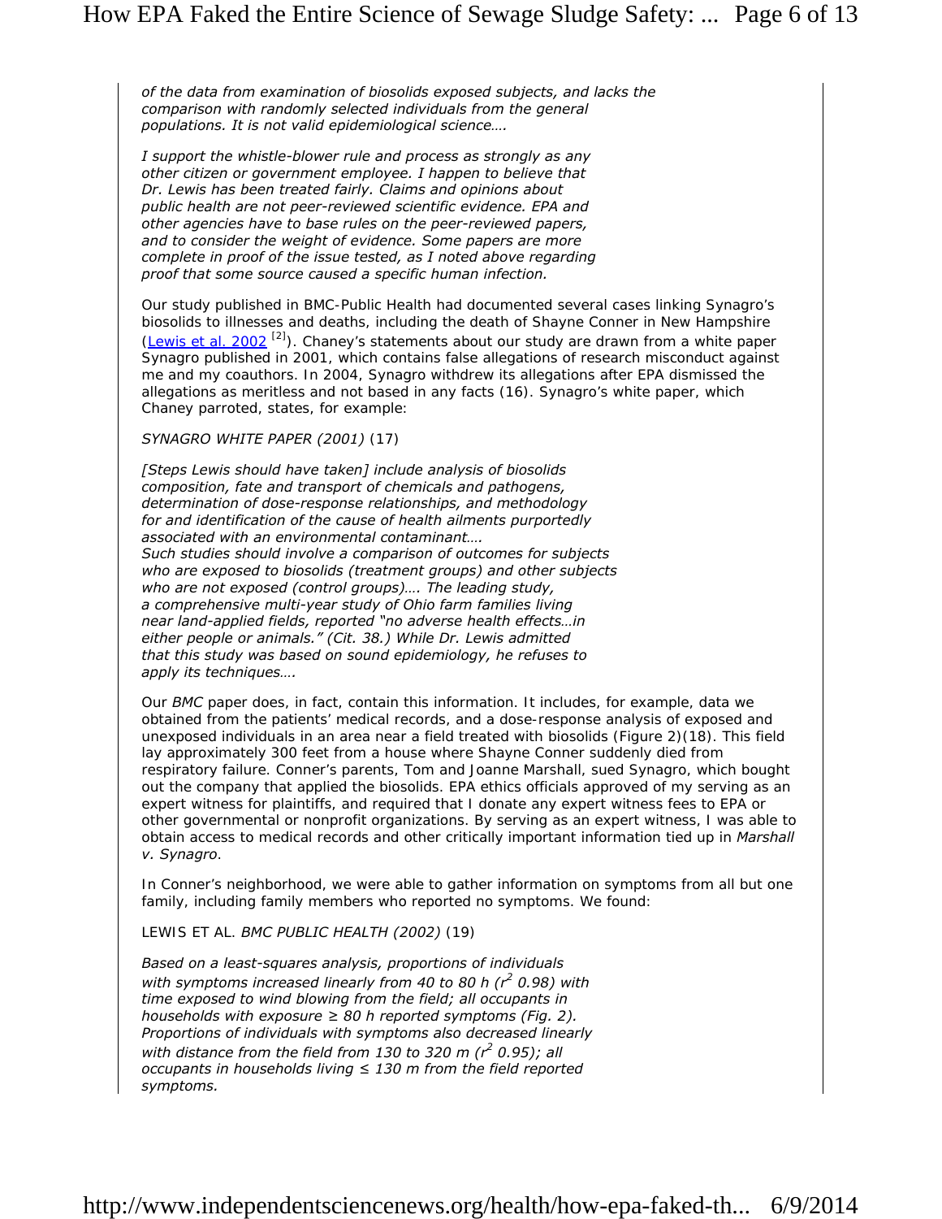*of the data from examination of biosolids exposed subjects, and lacks the comparison with randomly selected individuals from the general populations. It is not valid epidemiological science….*

*I support the whistle-blower rule and process as strongly as any other citizen or government employee. I happen to believe that Dr. Lewis has been treated fairly. Claims and opinions about public health are not peer-reviewed scientific evidence. EPA and other agencies have to base rules on the peer-reviewed papers, and to consider the weight of evidence. Some papers are more complete in proof of the issue tested, as I noted above regarding proof that some source caused a specific human infection.*

Our study published in BMC-Public Health had documented several cases linking Synagro's biosolids to illnesses and deaths, including the death of Shayne Conner in New Hampshire (Lewis et al. 2002 [2]). Chaney's statements about our study are drawn from a white paper Synagro published in 2001, which contains false allegations of research misconduct against me and my coauthors. In 2004, Synagro withdrew its allegations after EPA dismissed the allegations as meritless and not based in any facts (16). Synagro's white paper, which Chaney parroted, states, for example:

*SYNAGRO WHITE PAPER (2001)* (17)

*[Steps Lewis should have taken] include analysis of biosolids composition, fate and transport of chemicals and pathogens, determination of dose-response relationships, and methodology for and identification of the cause of health ailments purportedly associated with an environmental contaminant….*
*Such studies should involve a comparison of outcomes for subjects who are exposed to biosolids (treatment groups) and other subjects who are not exposed (control groups)…. The leading study, a comprehensive multi-year study of Ohio farm families living near land-applied fields, reported "no adverse health effects…in either people or animals." (Cit. 38.) While Dr. Lewis admitted that this study was based on sound epidemiology, he refuses to apply its techniques….*

Our *BMC* paper does, in fact, contain this information. It includes, for example, data we obtained from the patients' medical records, and a dose-response analysis of exposed and unexposed individuals in an area near a field treated with biosolids (Figure 2)(18). This field lay approximately 300 feet from a house where Shayne Conner suddenly died from respiratory failure. Conner's parents, Tom and Joanne Marshall, sued Synagro, which bought out the company that applied the biosolids. EPA ethics officials approved of my serving as an expert witness for plaintiffs, and required that I donate any expert witness fees to EPA or other governmental or nonprofit organizations. By serving as an expert witness, I was able to obtain access to medical records and other critically important information tied up in *Marshall v. Synagro*.

In Conner's neighborhood, we were able to gather information on symptoms from all but one family, including family members who reported no symptoms. We found:

LEWIS ET AL. *BMC PUBLIC HEALTH (2002)* (19)

*Based on a least-squares analysis, proportions of individuals with symptoms increased linearly from 40 to 80 h ($r^2$ 0.98) with time exposed to wind blowing from the field; all occupants in households with exposure ≥ 80 h reported symptoms (Fig. 2). Proportions of individuals with symptoms also decreased linearly with distance from the field from 130 to 320 m ($r^2$ 0.95); all occupants in households living ≤ 130 m from the field reported symptoms.*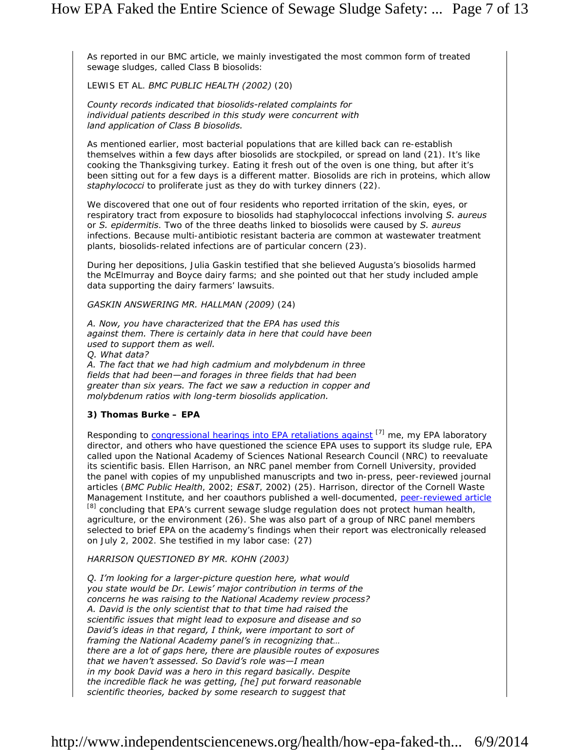As reported in our BMC article, we mainly investigated the most common form of treated sewage sludges, called Class B biosolids:

LEWIS ET AL. *BMC PUBLIC HEALTH (2002)* (20)

*County records indicated that biosolids-related complaints for individual patients described in this study were concurrent with land application of Class B biosolids.*

As mentioned earlier, most bacterial populations that are killed back can re-establish themselves within a few days after biosolids are stockpiled, or spread on land (21). It's like cooking the Thanksgiving turkey. Eating it fresh out of the oven is one thing, but after it's been sitting out for a few days is a different matter. Biosolids are rich in proteins, which allow *staphylococci* to proliferate just as they do with turkey dinners (22).

We discovered that one out of four residents who reported irritation of the skin, eyes, or respiratory tract from exposure to biosolids had staphylococcal infections involving *S. aureus* or *S. epidermitis*. Two of the three deaths linked to biosolids were caused by *S. aureus* infections. Because multi-antibiotic resistant bacteria are common at wastewater treatment plants, biosolids-related infections are of particular concern (23).

During her depositions, Julia Gaskin testified that she believed Augusta's biosolids harmed the McElmurray and Boyce dairy farms; and she pointed out that her study included ample data supporting the dairy farmers' lawsuits.

GASKIN ANSWERING MR. HALLMAN (2009) (24)

*A. Now, you have characterized that the EPA has used this against them. There is certainly data in here that could have been used to support them as well.*
*Q. What data?*
*A. The fact that we had high cadmium and molybdenum in three fields that had been—and forages in three fields that had been greater than six years. The fact we saw a reduction in copper and molybdenum ratios with long-term biosolids application.*

**3) Thomas Burke – EPA**

Responding to congressional hearings into EPA retaliations against [7] me, my EPA laboratory director, and others who have questioned the science EPA uses to support its sludge rule, EPA called upon the National Academy of Sciences National Research Council (NRC) to reevaluate its scientific basis. Ellen Harrison, an NRC panel member from Cornell University, provided the panel with copies of my unpublished manuscripts and two in-press, peer-reviewed journal articles (*BMC Public Health*, 2002; *ES&T*, 2002) (25). Harrison, director of the Cornell Waste Management Institute, and her coauthors published a well-documented, peer-reviewed article [8] concluding that EPA's current sewage sludge regulation does not protect human health, agriculture, or the environment (26). She was also part of a group of NRC panel members selected to brief EPA on the academy's findings when their report was electronically released on July 2, 2002. She testified in my labor case: (27)

HARRISON QUESTIONED BY MR. KOHN (2003)

*Q. I'm looking for a larger-picture question here, what would you state would be Dr. Lewis' major contribution in terms of the concerns he was raising to the National Academy review process?*
*A. David is the only scientist that to that time had raised the scientific issues that might lead to exposure and disease and so David's ideas in that regard, I think, were important to sort of framing the National Academy panel's in recognizing that… there are a lot of gaps here, there are plausible routes of exposures that we haven't assessed. So David's role was—I mean in my book David was a hero in this regard basically. Despite the incredible flack he was getting, [he] put forward reasonable scientific theories, backed by some research to suggest that*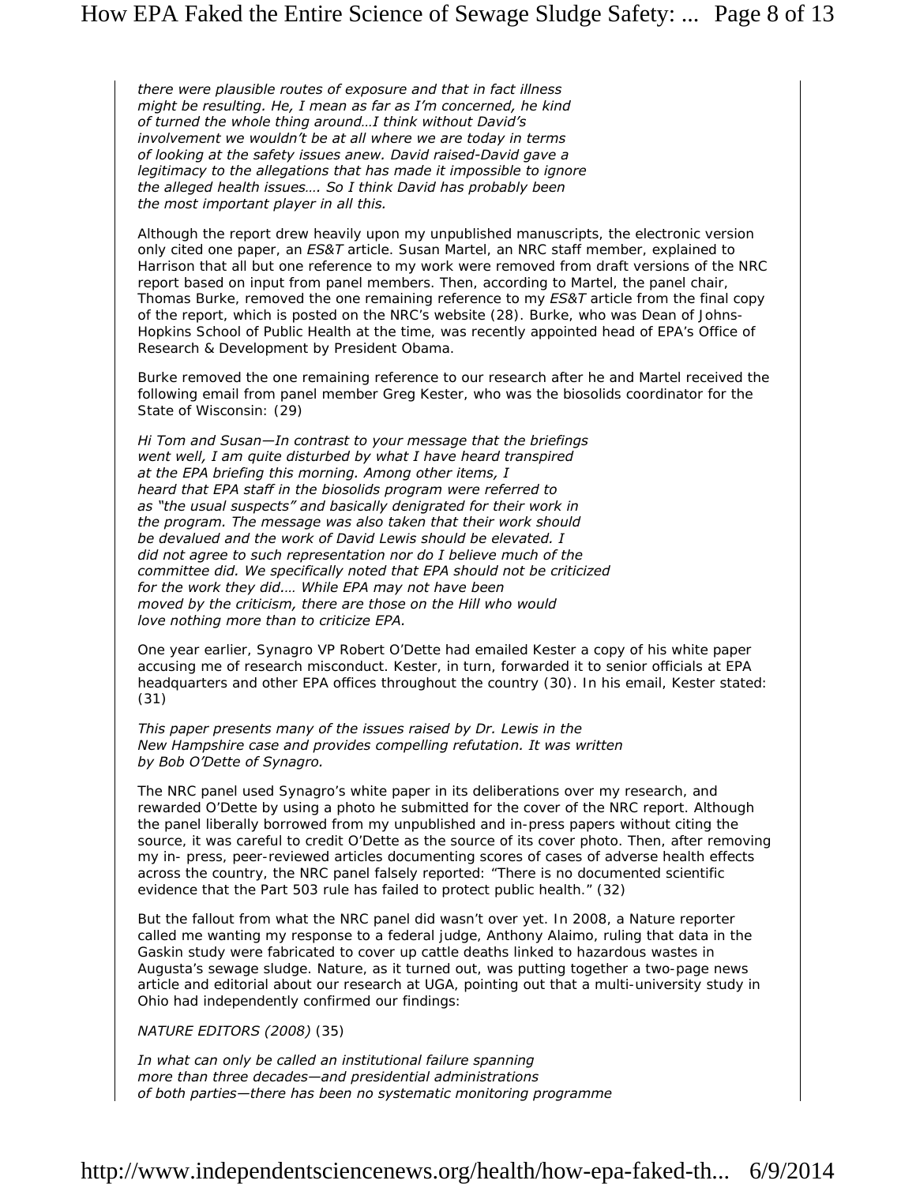*there were plausible routes of exposure and that in fact illness might be resulting. He, I mean as far as I'm concerned, he kind of turned the whole thing around…I think without David's involvement we wouldn't be at all where we are today in terms of looking at the safety issues anew. David raised-David gave a legitimacy to the allegations that has made it impossible to ignore the alleged health issues…. So I think David has probably been the most important player in all this.*

Although the report drew heavily upon my unpublished manuscripts, the electronic version only cited one paper, an *ES&T* article. Susan Martel, an NRC staff member, explained to Harrison that all but one reference to my work were removed from draft versions of the NRC report based on input from panel members. Then, according to Martel, the panel chair, Thomas Burke, removed the one remaining reference to my *ES&T* article from the final copy of the report, which is posted on the NRC's website (28). Burke, who was Dean of Johns-Hopkins School of Public Health at the time, was recently appointed head of EPA's Office of Research & Development by President Obama.

Burke removed the one remaining reference to our research after he and Martel received the following email from panel member Greg Kester, who was the biosolids coordinator for the State of Wisconsin: (29)

*Hi Tom and Susan—In contrast to your message that the briefings went well, I am quite disturbed by what I have heard transpired at the EPA briefing this morning. Among other items, I heard that EPA staff in the biosolids program were referred to as "the usual suspects" and basically denigrated for their work in the program. The message was also taken that their work should be devalued and the work of David Lewis should be elevated. I did not agree to such representation nor do I believe much of the committee did. We specifically noted that EPA should not be criticized for the work they did…. While EPA may not have been moved by the criticism, there are those on the Hill who would love nothing more than to criticize EPA.*

One year earlier, Synagro VP Robert O'Dette had emailed Kester a copy of his white paper accusing me of research misconduct. Kester, in turn, forwarded it to senior officials at EPA headquarters and other EPA offices throughout the country (30). In his email, Kester stated: (31)

*This paper presents many of the issues raised by Dr. Lewis in the New Hampshire case and provides compelling refutation. It was written by Bob O'Dette of Synagro.*

The NRC panel used Synagro's white paper in its deliberations over my research, and rewarded O'Dette by using a photo he submitted for the cover of the NRC report. Although the panel liberally borrowed from my unpublished and in-press papers without citing the source, it was careful to credit O'Dette as the source of its cover photo. Then, after removing my in- press, peer-reviewed articles documenting scores of cases of adverse health effects across the country, the NRC panel falsely reported: "There is no documented scientific evidence that the Part 503 rule has failed to protect public health." (32)

But the fallout from what the NRC panel did wasn't over yet. In 2008, a Nature reporter called me wanting my response to a federal judge, Anthony Alaimo, ruling that data in the Gaskin study were fabricated to cover up cattle deaths linked to hazardous wastes in Augusta's sewage sludge. Nature, as it turned out, was putting together a two-page news article and editorial about our research at UGA, pointing out that a multi-university study in Ohio had independently confirmed our findings:

*NATURE EDITORS (2008)* (35)

*In what can only be called an institutional failure spanning more than three decades—and presidential administrations of both parties—there has been no systematic monitoring programme*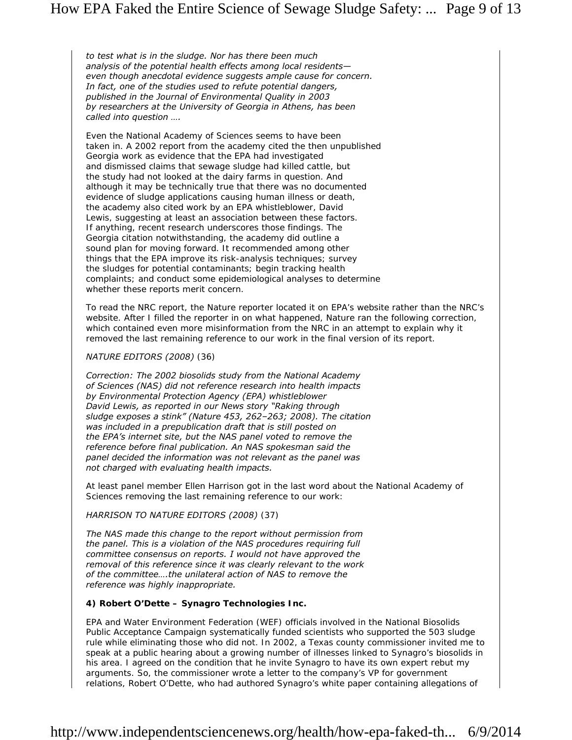*to test what is in the sludge. Nor has there been much analysis of the potential health effects among local residents—even though anecdotal evidence suggests ample cause for concern. In fact, one of the studies used to refute potential dangers, published in the Journal of Environmental Quality in 2003 by researchers at the University of Georgia in Athens, has been called into question ….*

Even the National Academy of Sciences seems to have been taken in. A 2002 report from the academy cited the then unpublished Georgia work as evidence that the EPA had investigated and dismissed claims that sewage sludge had killed cattle, but the study had not looked at the dairy farms in question. And although it may be technically true that there was no documented evidence of sludge applications causing human illness or death, the academy also cited work by an EPA whistleblower, David Lewis, suggesting at least an association between these factors. If anything, recent research underscores those findings. The Georgia citation notwithstanding, the academy did outline a sound plan for moving forward. It recommended among other things that the EPA improve its risk-analysis techniques; survey the sludges for potential contaminants; begin tracking health complaints; and conduct some epidemiological analyses to determine whether these reports merit concern.

To read the NRC report, the Nature reporter located it on EPA's website rather than the NRC's website. After I filled the reporter in on what happened, Nature ran the following correction, which contained even more misinformation from the NRC in an attempt to explain why it removed the last remaining reference to our work in the final version of its report.

*NATURE EDITORS (2008)* (36)

*Correction: The 2002 biosolids study from the National Academy of Sciences (NAS) did not reference research into health impacts by Environmental Protection Agency (EPA) whistleblower David Lewis, as reported in our News story "Raking through sludge exposes a stink" (Nature 453, 262–263; 2008). The citation was included in a prepublication draft that is still posted on the EPA's internet site, but the NAS panel voted to remove the reference before final publication. An NAS spokesman said the panel decided the information was not relevant as the panel was not charged with evaluating health impacts.*

At least panel member Ellen Harrison got in the last word about the National Academy of Sciences removing the last remaining reference to our work:

*HARRISON TO NATURE EDITORS (2008)* (37)

*The NAS made this change to the report without permission from the panel. This is a violation of the NAS procedures requiring full committee consensus on reports. I would not have approved the removal of this reference since it was clearly relevant to the work of the committee….the unilateral action of NAS to remove the reference was highly inappropriate.*

**4) Robert O'Dette – Synagro Technologies Inc.**

EPA and Water Environment Federation (WEF) officials involved in the National Biosolids Public Acceptance Campaign systematically funded scientists who supported the 503 sludge rule while eliminating those who did not. In 2002, a Texas county commissioner invited me to speak at a public hearing about a growing number of illnesses linked to Synagro's biosolids in his area. I agreed on the condition that he invite Synagro to have its own expert rebut my arguments. So, the commissioner wrote a letter to the company's VP for government relations, Robert O'Dette, who had authored Synagro's white paper containing allegations of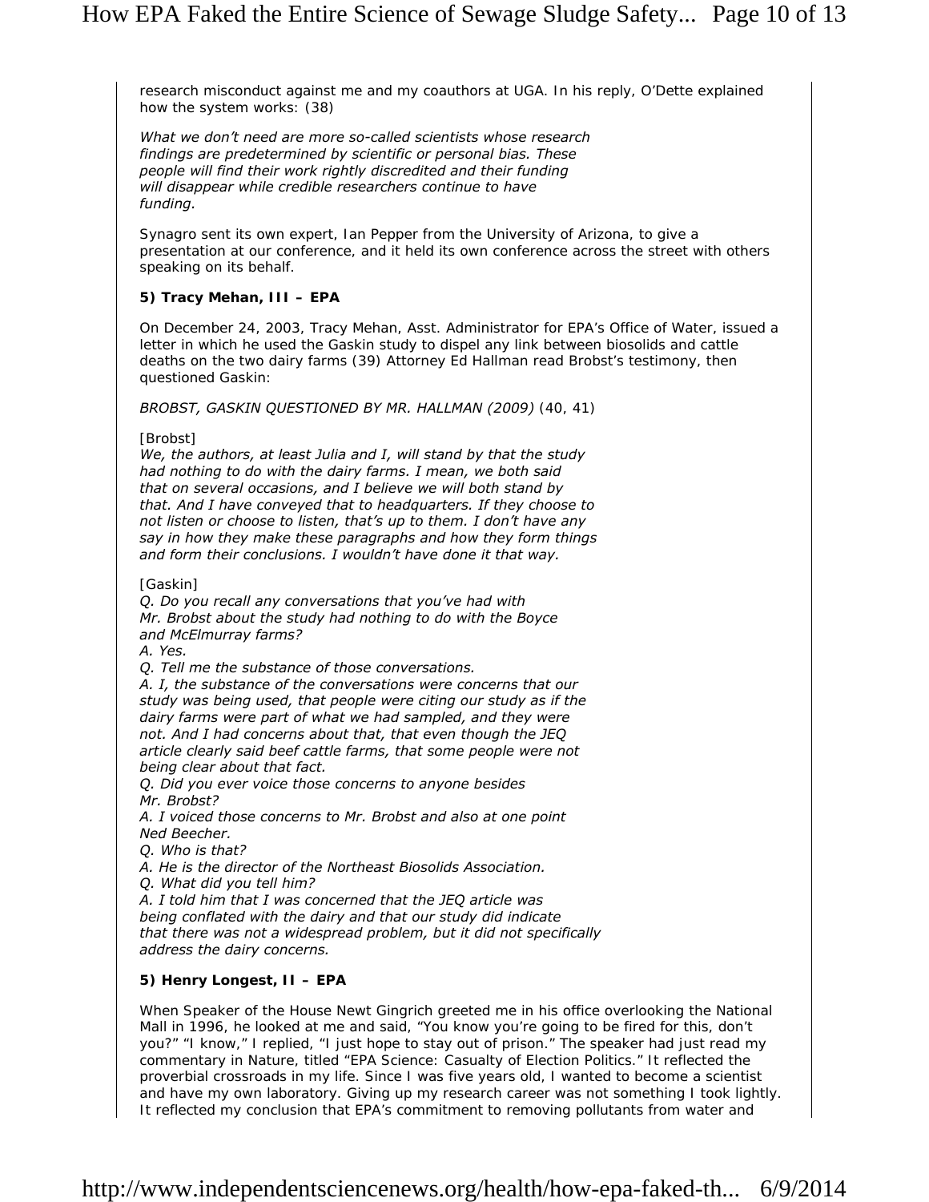research misconduct against me and my coauthors at UGA. In his reply, O'Dette explained how the system works: (38)

*What we don't need are more so-called scientists whose research findings are predetermined by scientific or personal bias. These people will find their work rightly discredited and their funding will disappear while credible researchers continue to have funding.*

Synagro sent its own expert, Ian Pepper from the University of Arizona, to give a presentation at our conference, and it held its own conference across the street with others speaking on its behalf.

**5) Tracy Mehan, III – EPA**

On December 24, 2003, Tracy Mehan, Asst. Administrator for EPA's Office of Water, issued a letter in which he used the Gaskin study to dispel any link between biosolids and cattle deaths on the two dairy farms (39) Attorney Ed Hallman read Brobst's testimony, then questioned Gaskin:

*BROBST, GASKIN QUESTIONED BY MR. HALLMAN (2009)* (40, 41)

[Brobst]
*We, the authors, at least Julia and I, will stand by that the study had nothing to do with the dairy farms. I mean, we both said that on several occasions, and I believe we will both stand by that. And I have conveyed that to headquarters. If they choose to not listen or choose to listen, that's up to them. I don't have any say in how they make these paragraphs and how they form things and form their conclusions. I wouldn't have done it that way.*

[Gaskin]
*Q. Do you recall any conversations that you've had with Mr. Brobst about the study had nothing to do with the Boyce and McElmurray farms?*
*A. Yes.*
*Q. Tell me the substance of those conversations.*
*A. I, the substance of the conversations were concerns that our study was being used, that people were citing our study as if the dairy farms were part of what we had sampled, and they were not. And I had concerns about that, that even though the JEQ article clearly said beef cattle farms, that some people were not being clear about that fact.*
*Q. Did you ever voice those concerns to anyone besides Mr. Brobst?*
*A. I voiced those concerns to Mr. Brobst and also at one point Ned Beecher.*
*Q. Who is that?*
*A. He is the director of the Northeast Biosolids Association.*
*Q. What did you tell him?*
*A. I told him that I was concerned that the JEQ article was being conflated with the dairy and that our study did indicate that there was not a widespread problem, but it did not specifically address the dairy concerns.*

**5) Henry Longest, II – EPA**

When Speaker of the House Newt Gingrich greeted me in his office overlooking the National Mall in 1996, he looked at me and said, "You know you're going to be fired for this, don't you?" "I know," I replied, "I just hope to stay out of prison." The speaker had just read my commentary in Nature, titled "EPA Science: Casualty of Election Politics." It reflected the proverbial crossroads in my life. Since I was five years old, I wanted to become a scientist and have my own laboratory. Giving up my research career was not something I took lightly. It reflected my conclusion that EPA's commitment to removing pollutants from water and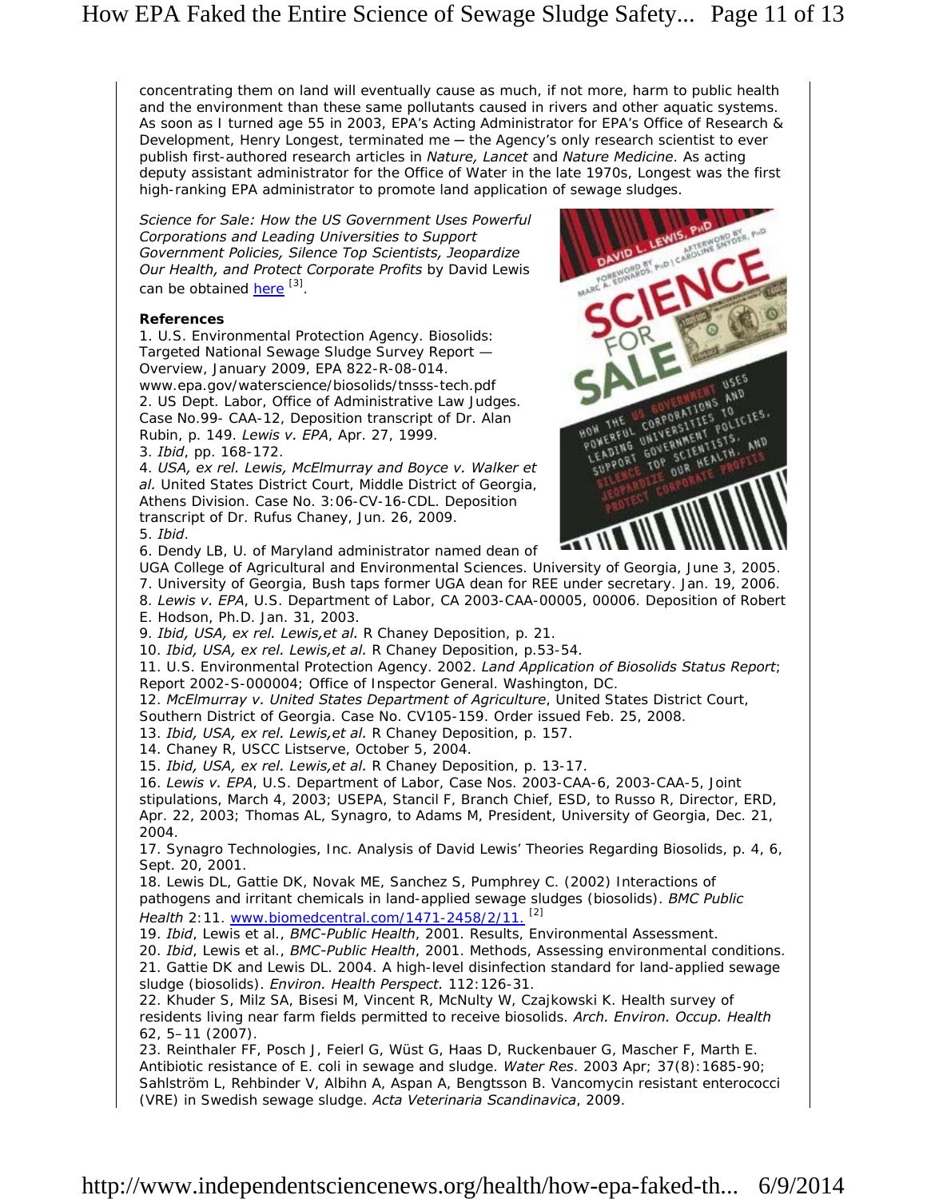concentrating them on land will eventually cause as much, if not more, harm to public health and the environment than these same pollutants caused in rivers and other aquatic systems. As soon as I turned age 55 in 2003, EPA's Acting Administrator for EPA's Office of Research & Development, Henry Longest, terminated me ─ the Agency's only research scientist to ever publish first-authored research articles in *Nature, Lancet* and *Nature Medicine*. As acting deputy assistant administrator for the Office of Water in the late 1970s, Longest was the first high-ranking EPA administrator to promote land application of sewage sludges.

*Science for Sale: How the US Government Uses Powerful Corporations and Leading Universities to Support Government Policies, Silence Top Scientists, Jeopardize Our Health, and Protect Corporate Profits* by David Lewis can be obtained here [3].

**References**

1. U.S. Environmental Protection Agency. Biosolids: Targeted National Sewage Sludge Survey Report — Overview, January 2009, EPA 822-R-08-014. www.epa.gov/waterscience/biosolids/tnsss-tech.pdf
2. US Dept. Labor, Office of Administrative Law Judges. Case No.99- CAA-12, Deposition transcript of Dr. Alan Rubin, p. 149. *Lewis v. EPA*, Apr. 27, 1999.
3. *Ibid*, pp. 168-172.
4. *USA, ex rel. Lewis, McElmurray and Boyce v. Walker et al.* United States District Court, Middle District of Georgia, Athens Division. Case No. 3:06-CV-16-CDL. Deposition transcript of Dr. Rufus Chaney, Jun. 26, 2009.
5. *Ibid*.
6. Dendy LB, U. of Maryland administrator named dean of UGA College of Agricultural and Environmental Sciences. University of Georgia, June 3, 2005.
7. University of Georgia, Bush taps former UGA dean for REE under secretary. Jan. 19, 2006.
8. *Lewis v. EPA*, U.S. Department of Labor, CA 2003-CAA-00005, 00006. Deposition of Robert E. Hodson, Ph.D. Jan. 31, 2003.
9. *Ibid, USA, ex rel. Lewis,et al.* R Chaney Deposition, p. 21.
10. *Ibid, USA, ex rel. Lewis,et al.* R Chaney Deposition, p.53-54.
11. U.S. Environmental Protection Agency. 2002. *Land Application of Biosolids Status Report*; Report 2002-S-000004; Office of Inspector General. Washington, DC.
12. *McElmurray v. United States Department of Agriculture*, United States District Court, Southern District of Georgia. Case No. CV105-159. Order issued Feb. 25, 2008.
13. *Ibid, USA, ex rel. Lewis,et al.* R Chaney Deposition, p. 157.
14. Chaney R, USCC Listserve, October 5, 2004.
15. *Ibid, USA, ex rel. Lewis,et al.* R Chaney Deposition, p. 13-17.
16. *Lewis v. EPA*, U.S. Department of Labor, Case Nos. 2003-CAA-6, 2003-CAA-5, Joint stipulations, March 4, 2003; USEPA, Stancil F, Branch Chief, ESD, to Russo R, Director, ERD, Apr. 22, 2003; Thomas AL, Synagro, to Adams M, President, University of Georgia, Dec. 21, 2004.
17. Synagro Technologies, Inc. Analysis of David Lewis' Theories Regarding Biosolids, p. 4, 6, Sept. 20, 2001.
18. Lewis DL, Gattie DK, Novak ME, Sanchez S, Pumphrey C. (2002) Interactions of pathogens and irritant chemicals in land-applied sewage sludges (biosolids). *BMC Public Health* 2:11. www.biomedcentral.com/1471-2458/2/11. [2]
19. *Ibid*, Lewis et al., *BMC-Public Health*, 2001. Results, Environmental Assessment.
20. *Ibid*, Lewis et al., *BMC-Public Health*, 2001. Methods, Assessing environmental conditions.
21. Gattie DK and Lewis DL. 2004. A high-level disinfection standard for land-applied sewage sludge (biosolids). *Environ. Health Perspect.* 112:126-31.
22. Khuder S, Milz SA, Bisesi M, Vincent R, McNulty W, Czajkowski K. Health survey of residents living near farm fields permitted to receive biosolids. *Arch. Environ. Occup. Health* 62, 5–11 (2007).
23. Reinthaler FF, Posch J, Feierl G, Wüst G, Haas D, Ruckenbauer G, Mascher F, Marth E. Antibiotic resistance of E. coli in sewage and sludge. *Water Res.* 2003 Apr; 37(8):1685-90; Sahlström L, Rehbinder V, Albihn A, Aspan A, Bengtsson B. Vancomycin resistant enterococci (VRE) in Swedish sewage sludge. *Acta Veterinaria Scandinavica*, 2009.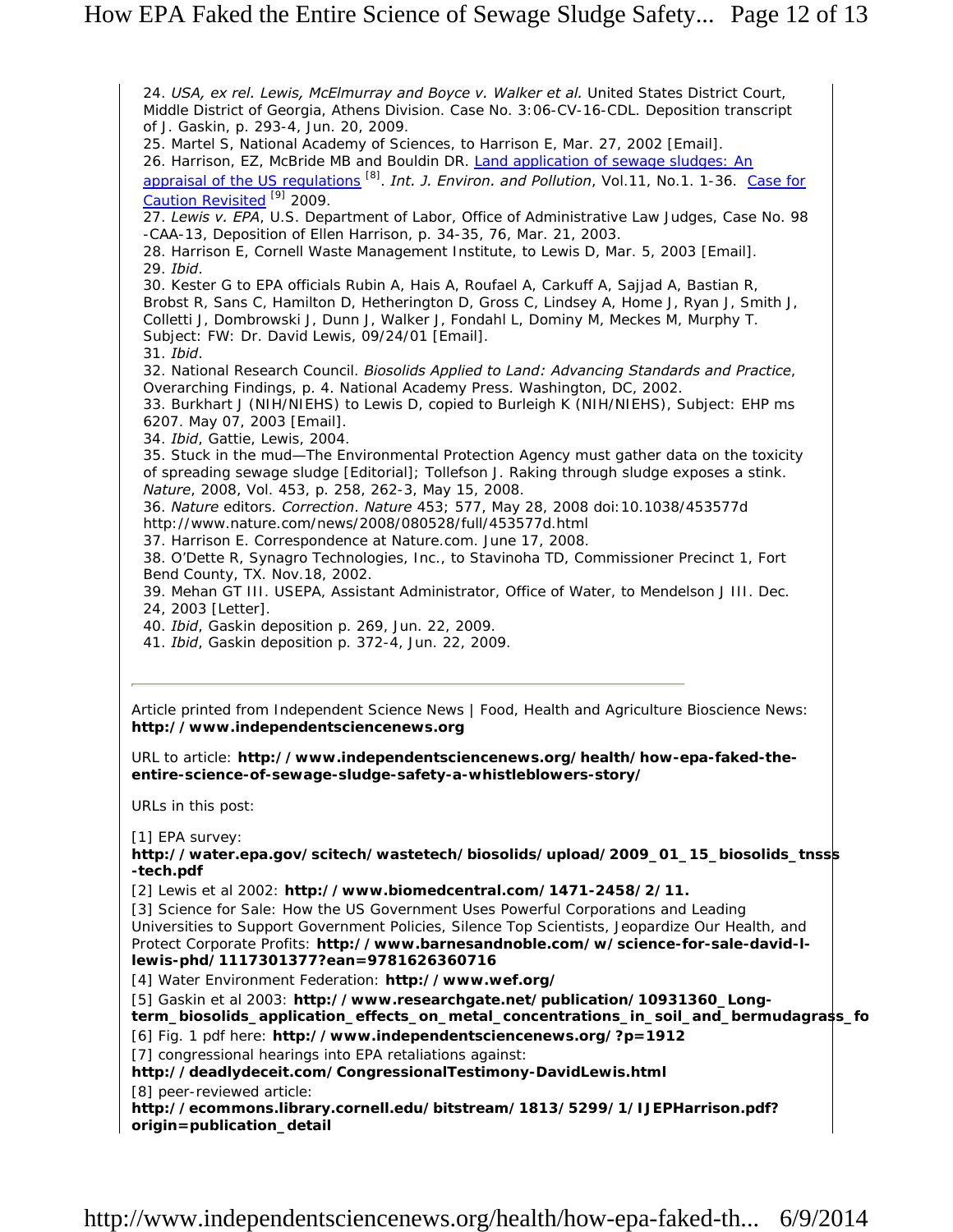24. *USA, ex rel. Lewis, McElmurray and Boyce v. Walker et al.* United States District Court, Middle District of Georgia, Athens Division. Case No. 3:06-CV-16-CDL. Deposition transcript of J. Gaskin, p. 293-4, Jun. 20, 2009.

25. Martel S, National Academy of Sciences, to Harrison E, Mar. 27, 2002 [Email].

26. Harrison, EZ, McBride MB and Bouldin DR. [Land application of sewage sludges: An appraisal of the US regulations](http://ecommons.library.cornell.edu/bitstream/1813/5299/1/IJEPHarrison.pdf?origin=publication_detail) [8]. *Int. J. Environ. and Pollution*, Vol.11, No.1. 1-36. Case for Caution Revisited [9] 2009.

27. *Lewis v. EPA*, U.S. Department of Labor, Office of Administrative Law Judges, Case No. 98-CAA-13, Deposition of Ellen Harrison, p. 34-35, 76, Mar. 21, 2003.

28. Harrison E, Cornell Waste Management Institute, to Lewis D, Mar. 5, 2003 [Email].

29. *Ibid*.

30. Kester G to EPA officials Rubin A, Hais A, Roufael A, Carkuff A, Sajjad A, Bastian R, Brobst R, Sans C, Hamilton D, Hetherington D, Gross C, Lindsey A, Home J, Ryan J, Smith J, Colletti J, Dombrowski J, Dunn J, Walker J, Fondahl L, Dominy M, Meckes M, Murphy T. Subject: FW: Dr. David Lewis, 09/24/01 [Email].

31. *Ibid*.

32. National Research Council. *Biosolids Applied to Land: Advancing Standards and Practice*, Overarching Findings, p. 4. National Academy Press. Washington, DC, 2002.

33. Burkhart J (NIH/NIEHS) to Lewis D, copied to Burleigh K (NIH/NIEHS), Subject: EHP ms 6207. May 07, 2003 [Email].

34. *Ibid*, Gattie, Lewis, 2004.

35. Stuck in the mud—The Environmental Protection Agency must gather data on the toxicity of spreading sewage sludge [Editorial]; Tollefson J. Raking through sludge exposes a stink. *Nature*, 2008, Vol. 453, p. 258, 262-3, May 15, 2008.

36. *Nature* editors. *Correction*. *Nature* 453; 577, May 28, 2008 doi:10.1038/453577d http://www.nature.com/news/2008/080528/full/453577d.html

37. Harrison E. Correspondence at Nature.com. June 17, 2008.

38. O'Dette R, Synagro Technologies, Inc., to Stavinoha TD, Commissioner Precinct 1, Fort Bend County, TX. Nov.18, 2002.

39. Mehan GT III. USEPA, Assistant Administrator, Office of Water, to Mendelson J III. Dec. 24, 2003 [Letter].

40. *Ibid*, Gaskin deposition p. 269, Jun. 22, 2009.

41. *Ibid*, Gaskin deposition p. 372-4, Jun. 22, 2009.

---

Article printed from Independent Science News | Food, Health and Agriculture Bioscience News: **http://www.independentsciencenews.org**

URL to article: **http://www.independentsciencenews.org/health/how-epa-faked-the-entire-science-of-sewage-sludge-safety-a-whistleblowers-story/**

URLs in this post:

[1] EPA survey: **http://water.epa.gov/scitech/wastetech/biosolids/upload/2009_01_15_biosolids_tnsss-tech.pdf**

[2] Lewis et al 2002: **http://www.biomedcentral.com/1471-2458/2/11.**

[3] Science for Sale: How the US Government Uses Powerful Corporations and Leading Universities to Support Government Policies, Silence Top Scientists, Jeopardize Our Health, and Protect Corporate Profits: **http://www.barnesandnoble.com/w/science-for-sale-david-l-lewis-phd/1117301377?ean=9781626360716**

[4] Water Environment Federation: **http://www.wef.org/**

[5] Gaskin et al 2003: **http://www.researchgate.net/publication/10931360_Long-term_biosolids_application_effects_on_metal_concentrations_in_soil_and_bermudagrass_fo**

[6] Fig. 1 pdf here: **http://www.independentsciencenews.org/?p=1912**

[7] congressional hearings into EPA retaliations against: **http://deadlydeceit.com/CongressionalTestimony-DavidLewis.html**

[8] peer-reviewed article: **http://ecommons.library.cornell.edu/bitstream/1813/5299/1/IJEPHarrison.pdf?origin=publication_detail**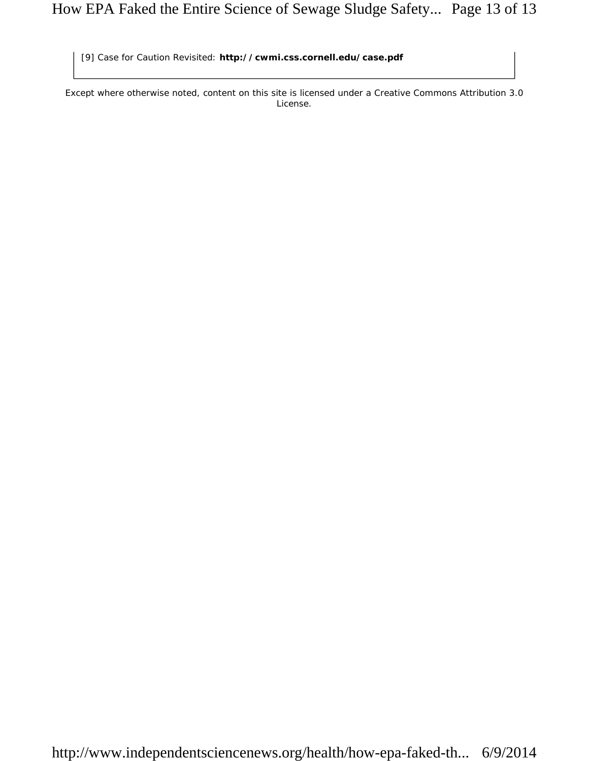[9] Case for Caution Revisited: **http://cwmi.css.cornell.edu/case.pdf**

Except where otherwise noted, content on this site is licensed under a Creative Commons Attribution 3.0 License.